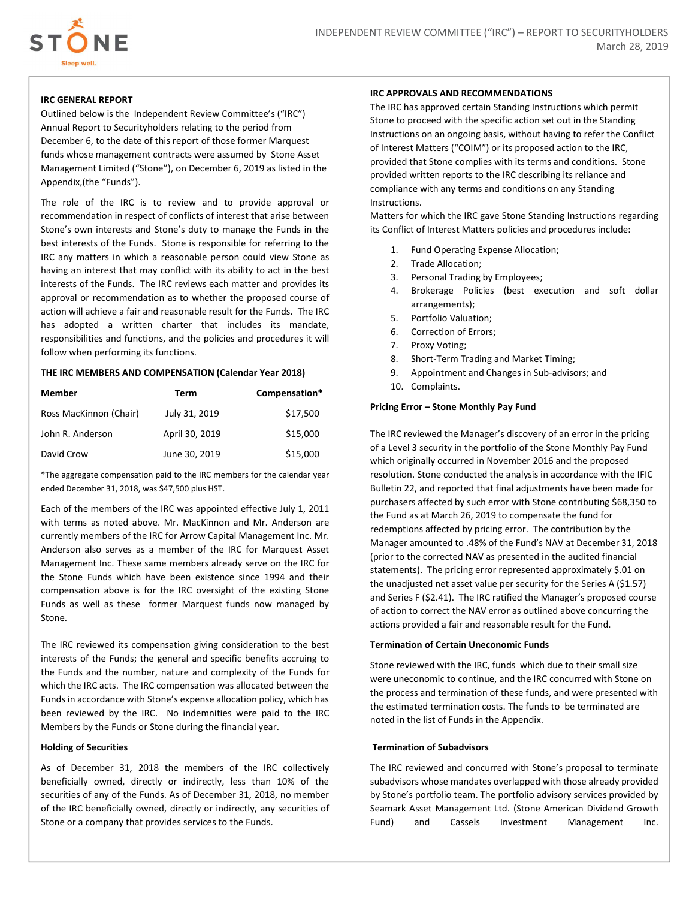STONE
Sleep well.

INDEPENDENT REVIEW COMMITTEE ("IRC") – REPORT TO SECURITYHOLDERS
March 28, 2019

### IRC GENERAL REPORT

Outlined below is the Independent Review Committee's ("IRC") Annual Report to Securityholders relating to the period from December 6, to the date of this report of those former Marquest funds whose management contracts were assumed by Stone Asset Management Limited ("Stone"), on December 6, 2019 as listed in the Appendix,(the "Funds").

The role of the IRC is to review and to provide approval or recommendation in respect of conflicts of interest that arise between Stone's own interests and Stone's duty to manage the Funds in the best interests of the Funds. Stone is responsible for referring to the IRC any matters in which a reasonable person could view Stone as having an interest that may conflict with its ability to act in the best interests of the Funds. The IRC reviews each matter and provides its approval or recommendation as to whether the proposed course of action will achieve a fair and reasonable result for the Funds. The IRC has adopted a written charter that includes its mandate, responsibilities and functions, and the policies and procedures it will follow when performing its functions.

### THE IRC MEMBERS AND COMPENSATION (Calendar Year 2018)

| Member | Term | Compensation* |
|---|---|---|
| Ross MacKinnon (Chair) | July 31, 2019 | $17,500 |
| John R. Anderson | April 30, 2019 | $15,000 |
| David Crow | June 30, 2019 | $15,000 |

*The aggregate compensation paid to the IRC members for the calendar year ended December 31, 2018, was $47,500 plus HST.

Each of the members of the IRC was appointed effective July 1, 2011 with terms as noted above. Mr. MacKinnon and Mr. Anderson are currently members of the IRC for Arrow Capital Management Inc. Mr. Anderson also serves as a member of the IRC for Marquest Asset Management Inc. These same members already serve on the IRC for the Stone Funds which have been existence since 1994 and their compensation above is for the IRC oversight of the existing Stone Funds as well as these former Marquest funds now managed by Stone.

The IRC reviewed its compensation giving consideration to the best interests of the Funds; the general and specific benefits accruing to the Funds and the number, nature and complexity of the Funds for which the IRC acts. The IRC compensation was allocated between the Funds in accordance with Stone's expense allocation policy, which has been reviewed by the IRC. No indemnities were paid to the IRC Members by the Funds or Stone during the financial year.

#### Holding of Securities

As of December 31, 2018 the members of the IRC collectively beneficially owned, directly or indirectly, less than 10% of the securities of any of the Funds. As of December 31, 2018, no member of the IRC beneficially owned, directly or indirectly, any securities of Stone or a company that provides services to the Funds.

### IRC APPROVALS AND RECOMMENDATIONS

The IRC has approved certain Standing Instructions which permit Stone to proceed with the specific action set out in the Standing Instructions on an ongoing basis, without having to refer the Conflict of Interest Matters ("COIM") or its proposed action to the IRC, provided that Stone complies with its terms and conditions. Stone provided written reports to the IRC describing its reliance and compliance with any terms and conditions on any Standing Instructions.

Matters for which the IRC gave Stone Standing Instructions regarding its Conflict of Interest Matters policies and procedures include:

1. Fund Operating Expense Allocation;
2. Trade Allocation;
3. Personal Trading by Employees;
4. Brokerage Policies (best execution and soft dollar arrangements);
5. Portfolio Valuation;
6. Correction of Errors;
7. Proxy Voting;
8. Short-Term Trading and Market Timing;
9. Appointment and Changes in Sub-advisors; and
10. Complaints.

#### Pricing Error – Stone Monthly Pay Fund

The IRC reviewed the Manager's discovery of an error in the pricing of a Level 3 security in the portfolio of the Stone Monthly Pay Fund which originally occurred in November 2016 and the proposed resolution. Stone conducted the analysis in accordance with the IFIC Bulletin 22, and reported that final adjustments have been made for purchasers affected by such error with Stone contributing $68,350 to the Fund as at March 26, 2019 to compensate the fund for redemptions affected by pricing error. The contribution by the Manager amounted to .48% of the Fund's NAV at December 31, 2018 (prior to the corrected NAV as presented in the audited financial statements). The pricing error represented approximately $.01 on the unadjusted net asset value per security for the Series A ($1.57) and Series F ($2.41). The IRC ratified the Manager's proposed course of action to correct the NAV error as outlined above concurring the actions provided a fair and reasonable result for the Fund.

#### Termination of Certain Uneconomic Funds

Stone reviewed with the IRC, funds which due to their small size were uneconomic to continue, and the IRC concurred with Stone on the process and termination of these funds, and were presented with the estimated termination costs. The funds to be terminated are noted in the list of Funds in the Appendix.

#### Termination of Subadvisors

The IRC reviewed and concurred with Stone's proposal to terminate subadvisors whose mandates overlapped with those already provided by Stone's portfolio team. The portfolio advisory services provided by Seamark Asset Management Ltd. (Stone American Dividend Growth Fund) and Cassels Investment Management Inc.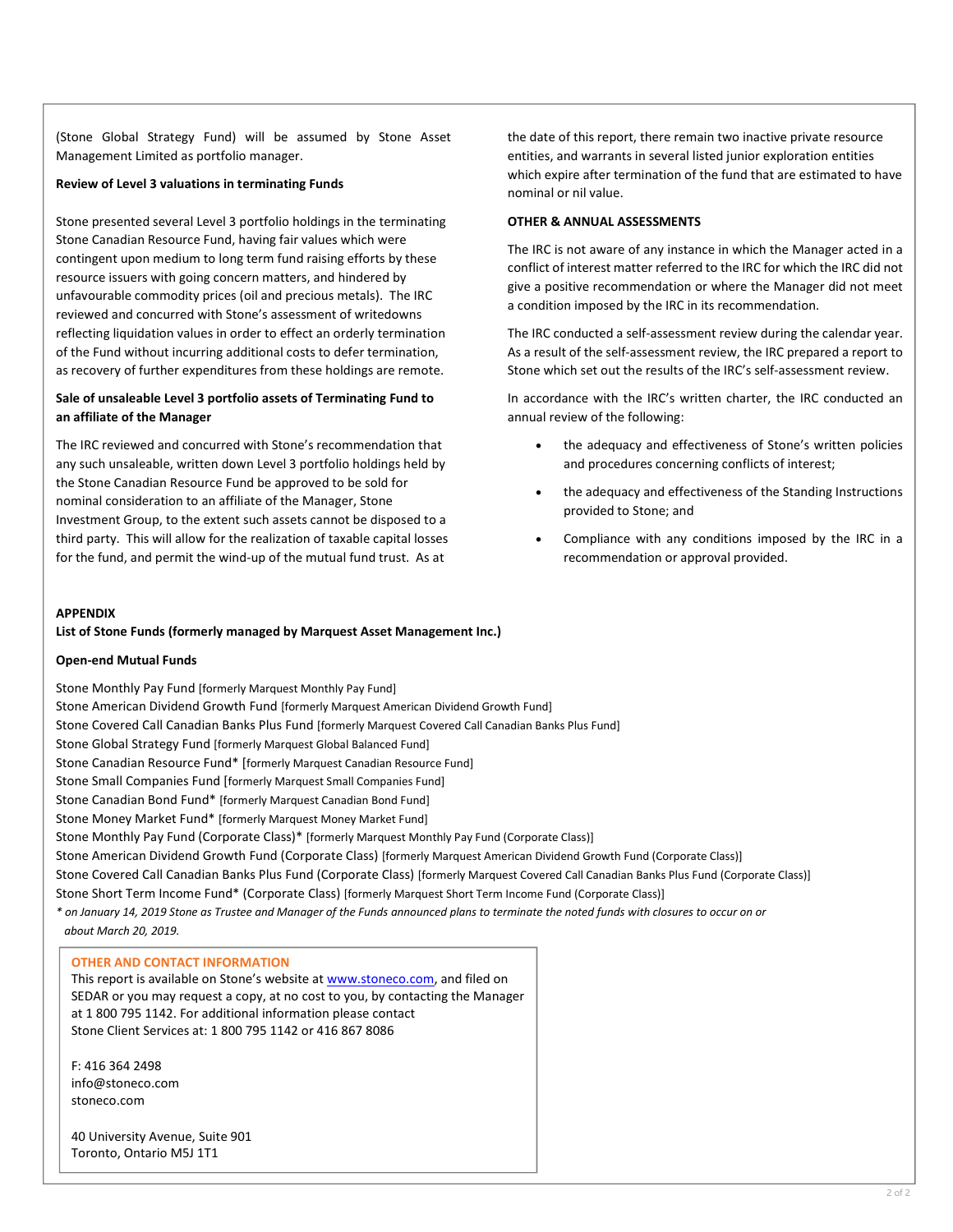(Stone Global Strategy Fund) will be assumed by Stone Asset Management Limited as portfolio manager.

**Review of Level 3 valuations in terminating Funds**

Stone presented several Level 3 portfolio holdings in the terminating Stone Canadian Resource Fund, having fair values which were contingent upon medium to long term fund raising efforts by these resource issuers with going concern matters, and hindered by unfavourable commodity prices (oil and precious metals). The IRC reviewed and concurred with Stone's assessment of writedowns reflecting liquidation values in order to effect an orderly termination of the Fund without incurring additional costs to defer termination, as recovery of further expenditures from these holdings are remote.

**Sale of unsaleable Level 3 portfolio assets of Terminating Fund to an affiliate of the Manager**

The IRC reviewed and concurred with Stone's recommendation that any such unsaleable, written down Level 3 portfolio holdings held by the Stone Canadian Resource Fund be approved to be sold for nominal consideration to an affiliate of the Manager, Stone Investment Group, to the extent such assets cannot be disposed to a third party. This will allow for the realization of taxable capital losses for the fund, and permit the wind-up of the mutual fund trust. As at the date of this report, there remain two inactive private resource entities, and warrants in several listed junior exploration entities which expire after termination of the fund that are estimated to have nominal or nil value.

**OTHER & ANNUAL ASSESSMENTS**

The IRC is not aware of any instance in which the Manager acted in a conflict of interest matter referred to the IRC for which the IRC did not give a positive recommendation or where the Manager did not meet a condition imposed by the IRC in its recommendation.

The IRC conducted a self-assessment review during the calendar year. As a result of the self-assessment review, the IRC prepared a report to Stone which set out the results of the IRC's self-assessment review.

In accordance with the IRC's written charter, the IRC conducted an annual review of the following:

- the adequacy and effectiveness of Stone's written policies and procedures concerning conflicts of interest;
- the adequacy and effectiveness of the Standing Instructions provided to Stone; and
- Compliance with any conditions imposed by the IRC in a recommendation or approval provided.

**APPENDIX**
**List of Stone Funds (formerly managed by Marquest Asset Management Inc.)**

**Open-end Mutual Funds**

Stone Monthly Pay Fund [formerly Marquest Monthly Pay Fund]
Stone American Dividend Growth Fund [formerly Marquest American Dividend Growth Fund]
Stone Covered Call Canadian Banks Plus Fund [formerly Marquest Covered Call Canadian Banks Plus Fund]
Stone Global Strategy Fund [formerly Marquest Global Balanced Fund]
Stone Canadian Resource Fund* [formerly Marquest Canadian Resource Fund]
Stone Small Companies Fund [formerly Marquest Small Companies Fund]
Stone Canadian Bond Fund* [formerly Marquest Canadian Bond Fund]
Stone Money Market Fund* [formerly Marquest Money Market Fund]
Stone Monthly Pay Fund (Corporate Class)* [formerly Marquest Monthly Pay Fund (Corporate Class)]
Stone American Dividend Growth Fund (Corporate Class) [formerly Marquest American Dividend Growth Fund (Corporate Class)]
Stone Covered Call Canadian Banks Plus Fund (Corporate Class) [formerly Marquest Covered Call Canadian Banks Plus Fund (Corporate Class)]
Stone Short Term Income Fund* (Corporate Class) [formerly Marquest Short Term Income Fund (Corporate Class)]

*\* on January 14, 2019 Stone as Trustee and Manager of the Funds announced plans to terminate the noted funds with closures to occur on or about March 20, 2019.*

**OTHER AND CONTACT INFORMATION**

This report is available on Stone's website at www.stoneco.com, and filed on SEDAR or you may request a copy, at no cost to you, by contacting the Manager at 1 800 795 1142. For additional information please contact Stone Client Services at: 1 800 795 1142 or 416 867 8086

F: 416 364 2498
info@stoneco.com
stoneco.com

40 University Avenue, Suite 901
Toronto, Ontario M5J 1T1